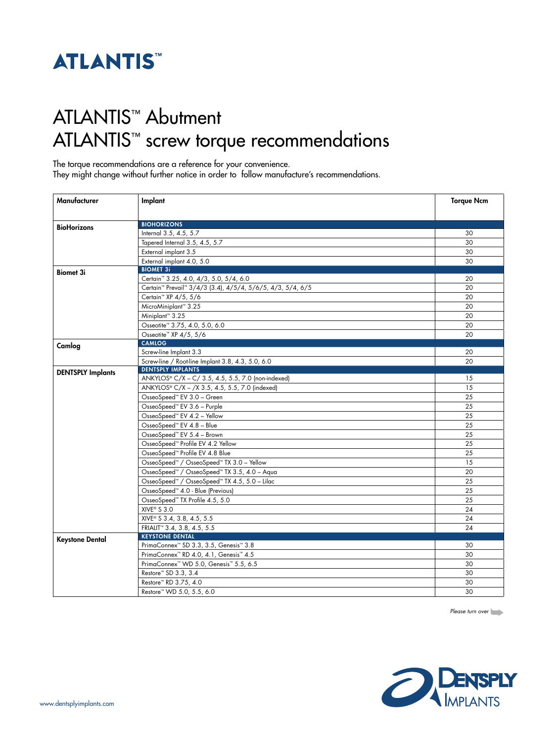# ATLANTIS™

## ATLANTIS™ Abutment
## ATLANTIS™ screw torque recommendations

The torque recommendations are a reference for your convenience.
They might change without further notice in order to follow manufacture's recommendations.

| Manufacturer | Implant | Torque Ncm |
|---|---|---|
| **BioHorizons** | **BIOHORIZONS** | |
| | Internal 3.5, 4.5, 5.7 | 30 |
| | Tapered Internal 3.5, 4.5, 5.7 | 30 |
| | External implant 3.5 | 30 |
| | External implant 4.0, 5.0 | 30 |
| **Biomet 3i** | **BIOMET 3i** | |
| | Certain™ 3.25, 4.0, 4/3, 5.0, 5/4, 6.0 | 20 |
| | Certain™ Prevail™ 3/4/3 (3.4), 4/5/4, 5/6/5, 4/3, 5/4, 6/5 | 20 |
| | Certain™ XP 4/5, 5/6 | 20 |
| | MicroMiniplant™ 3.25 | 20 |
| | Miniplant™ 3.25 | 20 |
| | Osseotite™ 3.75, 4.0, 5.0, 6.0 | 20 |
| | Osseotite™ XP 4/5, 5/6 | 20 |
| **Camlog** | **CAMLOG** | |
| | Screw-line Implant 3.3 | 20 |
| | Screw-line / Root-line Implant 3.8, 4.3, 5.0, 6.0 | 20 |
| **DENTSPLY Implants** | **DENTSPLY IMPLANTS** | |
| | ANKYLOS® C/X – C/ 3.5, 4.5, 5.5, 7.0 (non-indexed) | 15 |
| | ANKYLOS® C/X – /X 3.5, 4.5, 5.5, 7.0 (indexed) | 15 |
| | OsseoSpeed™ EV 3.0 – Green | 25 |
| | OsseoSpeed™ EV 3.6 – Purple | 25 |
| | OsseoSpeed™ EV 4.2 – Yellow | 25 |
| | OsseoSpeed™ EV 4.8 – Blue | 25 |
| | OsseoSpeed™ EV 5.4 – Brown | 25 |
| | OsseoSpeed™ Profile EV 4.2 Yellow | 25 |
| | OsseoSpeed™ Profile EV 4.8 Blue | 25 |
| | OsseoSpeed™ / OsseoSpeed™ TX 3.0 – Yellow | 15 |
| | OsseoSpeed™ / OsseoSpeed™ TX 3.5, 4.0 – Aqua | 20 |
| | OsseoSpeed™ / OsseoSpeed™ TX 4.5, 5.0 – Lilac | 25 |
| | OsseoSpeed™ 4.0 - Blue (Previous) | 25 |
| | OsseoSpeed™ TX Profile 4.5, 5.0 | 25 |
| | XIVE® S 3.0 | 24 |
| | XIVE® S 3.4, 3.8, 4.5, 5.5 | 24 |
| | FRIALIT™ 3.4, 3.8, 4.5, 5.5 | 24 |
| **Keystone Dental** | **KEYSTONE DENTAL** | |
| | PrimaConnex™ SD 3.3, 3.5, Genesis™ 3.8 | 30 |
| | PrimaConnex™ RD 4.0, 4.1, Genesis™ 4.5 | 30 |
| | PrimaConnex™ WD 5.0, Genesis™ 5.5, 6.5 | 30 |
| | Restore™ SD 3.3, 3.4 | 30 |
| | Restore™ RD 3.75, 4.0 | 30 |
| | Restore™ WD 5.0, 5.5, 6.0 | 30 |

*Please turn over*

DENTSPLY IMPLANTS

www.dentsplyimplants.com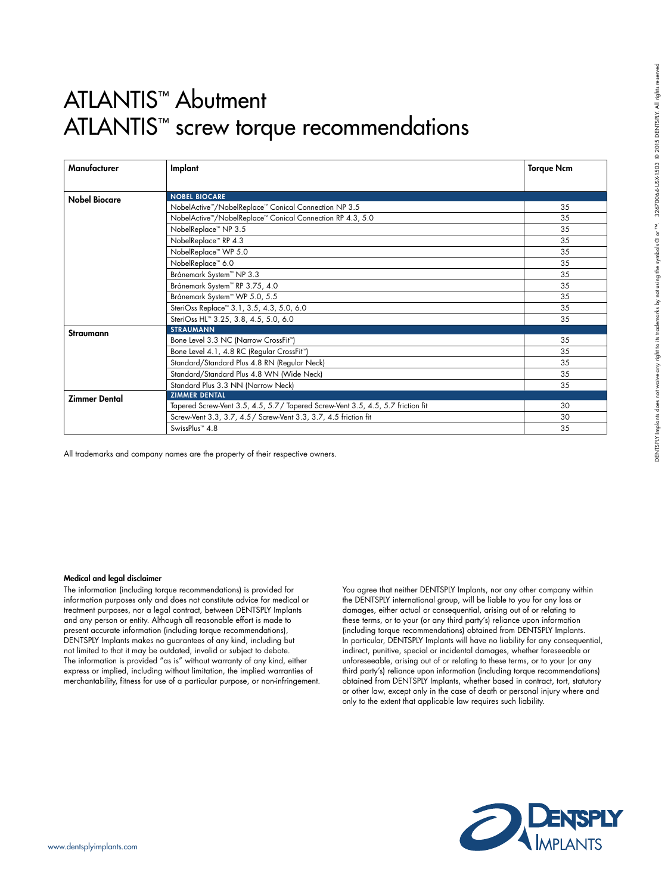# ATLANTIS™ Abutment
# ATLANTIS™ screw torque recommendations

| Manufacturer | Implant | Torque Ncm |
|---|---|---|
| Nobel Biocare | **NOBEL BIOCARE** | |
| | NobelActive™/NobelReplace™ Conical Connection NP 3.5 | 35 |
| | NobelActive™/NobelReplace™ Conical Connection RP 4.3, 5.0 | 35 |
| | NobelReplace™ NP 3.5 | 35 |
| | NobelReplace™ RP 4.3 | 35 |
| | NobelReplace™ WP 5.0 | 35 |
| | NobelReplace™ 6.0 | 35 |
| | Brånemark System™ NP 3.3 | 35 |
| | Brånemark System™ RP 3.75, 4.0 | 35 |
| | Brånemark System™ WP 5.0, 5.5 | 35 |
| | SteriOss Replace™ 3.1, 3.5, 4.3, 5.0, 6.0 | 35 |
| | SteriOss HL™ 3.25, 3.8, 4.5, 5.0, 6.0 | 35 |
| Straumann | **STRAUMANN** | |
| | Bone Level 3.3 NC (Narrow CrossFit™) | 35 |
| | Bone Level 4.1, 4.8 RC (Regular CrossFit™) | 35 |
| | Standard/Standard Plus 4.8 RN (Regular Neck) | 35 |
| | Standard/Standard Plus 4.8 WN (Wide Neck) | 35 |
| | Standard Plus 3.3 NN (Narrow Neck) | 35 |
| Zimmer Dental | **ZIMMER DENTAL** | |
| | Tapered Screw-Vent 3.5, 4.5, 5.7 / Tapered Screw-Vent 3.5, 4.5, 5.7 friction fit | 30 |
| | Screw-Vent 3.3, 3.7, 4.5 / Screw-Vent 3.3, 3.7, 4.5 friction fit | 30 |
| | SwissPlus™ 4.8 | 35 |

All trademarks and company names are the property of their respective owners.

**Medical and legal disclaimer**

The information (including torque recommendations) is provided for information purposes only and does not constitute advice for medical or treatment purposes, nor a legal contract, between DENTSPLY Implants and any person or entity. Although all reasonable effort is made to present accurate information (including torque recommendations), DENTSPLY Implants makes no guarantees of any kind, including but not limited to that it may be outdated, invalid or subject to debate. The information is provided "as is" without warranty of any kind, either express or implied, including without limitation, the implied warranties of merchantability, fitness for use of a particular purpose, or non-infringement.

You agree that neither DENTSPLY Implants, nor any other company within the DENTSPLY international group, will be liable to you for any loss or damages, either actual or consequential, arising out of or relating to these terms, or to your (or any third party's) reliance upon information (including torque recommendations) obtained from DENTSPLY Implants. In particular, DENTSPLY Implants will have no liability for any consequential, indirect, punitive, special or incidental damages, whether foreseeable or unforeseeable, arising out of or relating to these terms, or to your (or any third party's) reliance upon information (including torque recommendations) obtained from DENTSPLY Implants, whether based in contract, tort, statutory or other law, except only in the case of death or personal injury where and only to the extent that applicable law requires such liability.

DENTSPLY Implants does not waive any right to its trademarks by not using the symbols ® or ™. 32670064-USX-1503 © 2015 DENTSPLY. All rights reserved

www.dentsplyimplants.com